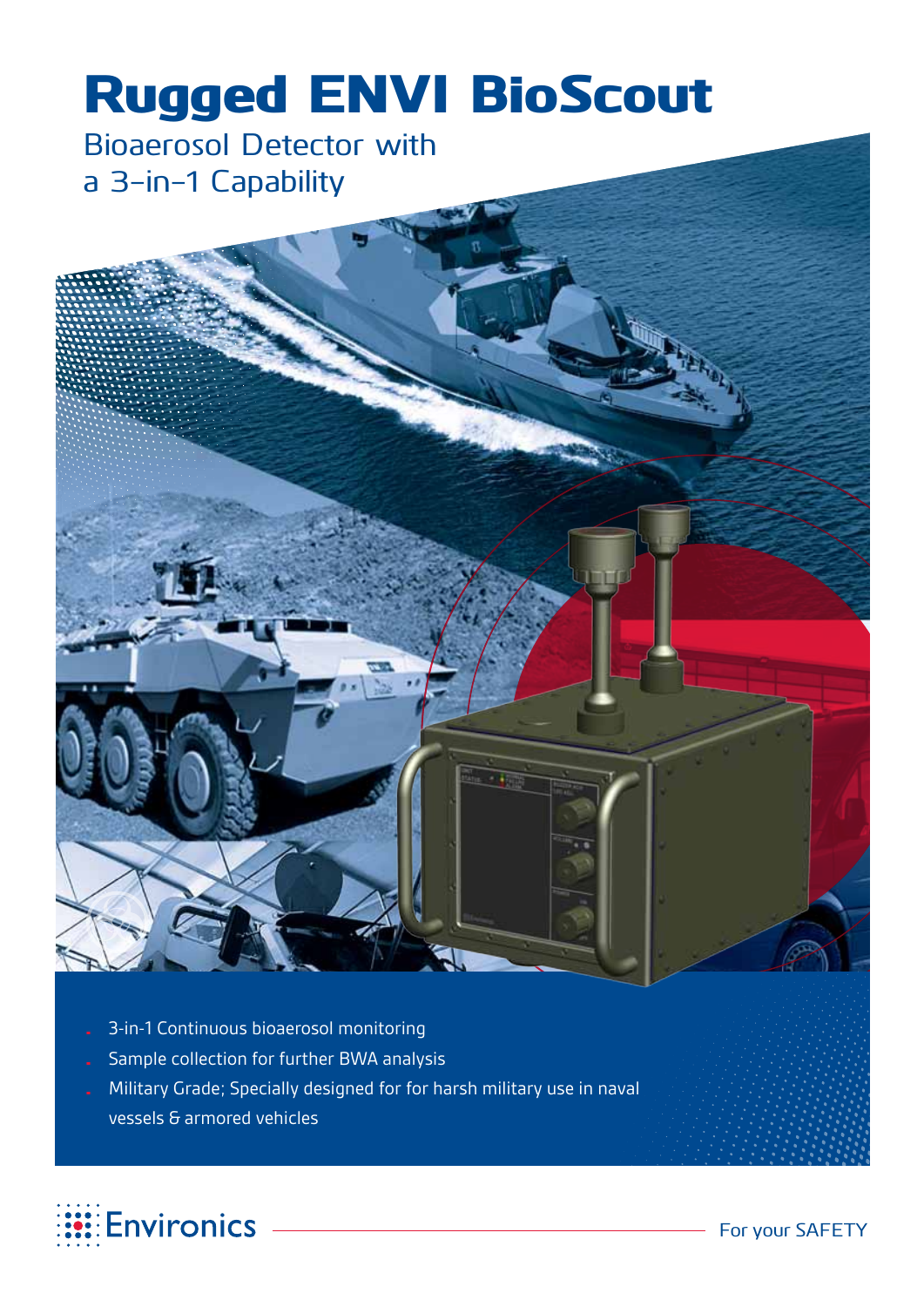# Rugged ENVI BioScout

## Bioaerosol Detector with a 3-in-1 Capability

- 3-in-1 Continuous bioaerosol monitoring
- Sample collection for further BWA analysis
- Military Grade; Specially designed for for harsh military use in naval vessels & armored vehicles

Environics

For your SAFETY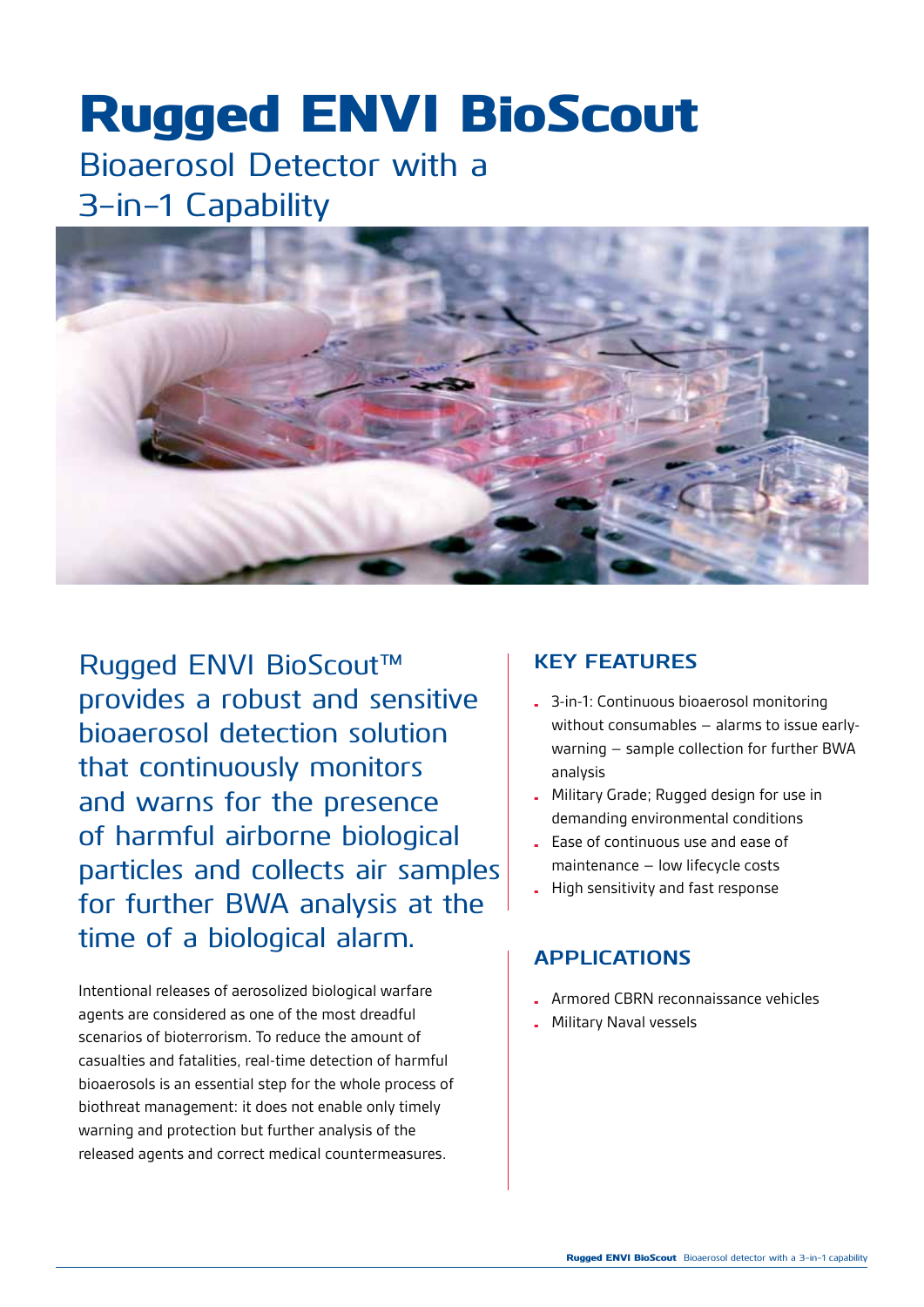# Rugged ENVI BioScout

## Bioaerosol Detector with a 3-in-1 Capability

Rugged ENVI BioScout™ provides a robust and sensitive bioaerosol detection solution that continuously monitors and warns for the presence of harmful airborne biological particles and collects air samples for further BWA analysis at the time of a biological alarm.

Intentional releases of aerosolized biological warfare agents are considered as one of the most dreadful scenarios of bioterrorism. To reduce the amount of casualties and fatalities, real-time detection of harmful bioaerosols is an essential step for the whole process of biothreat management: it does not enable only timely warning and protection but further analysis of the released agents and correct medical countermeasures.

### KEY FEATURES

- 3-in-1: Continuous bioaerosol monitoring without consumables – alarms to issue early-warning – sample collection for further BWA analysis
- Military Grade; Rugged design for use in demanding environmental conditions
- Ease of continuous use and ease of maintenance – low lifecycle costs
- High sensitivity and fast response

### APPLICATIONS

- Armored CBRN reconnaissance vehicles
- Military Naval vessels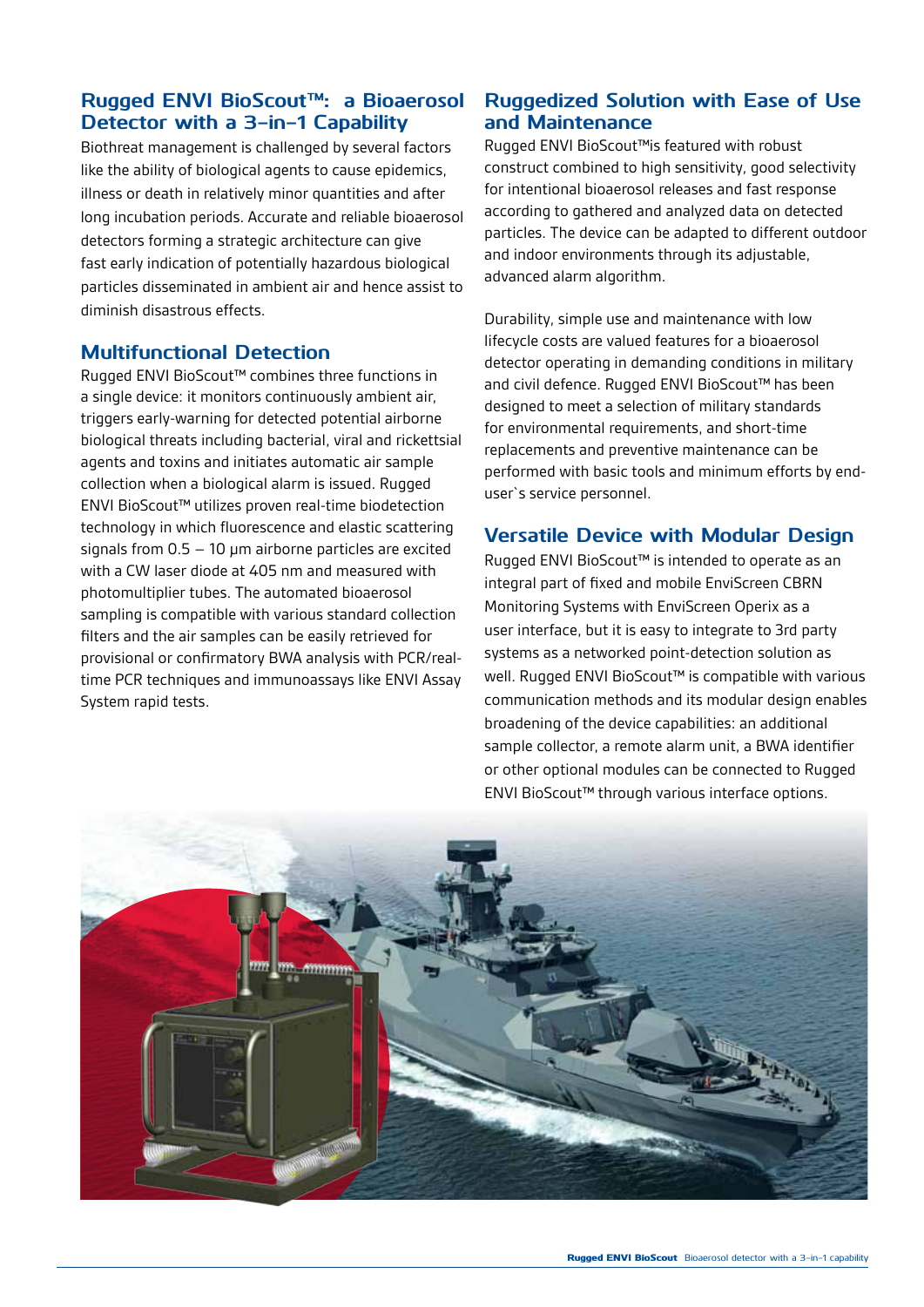## Rugged ENVI BioScout™: a Bioaerosol Detector with a 3-in-1 Capability

Biothreat management is challenged by several factors like the ability of biological agents to cause epidemics, illness or death in relatively minor quantities and after long incubation periods. Accurate and reliable bioaerosol detectors forming a strategic architecture can give fast early indication of potentially hazardous biological particles disseminated in ambient air and hence assist to diminish disastrous effects.

## Multifunctional Detection

Rugged ENVI BioScout™ combines three functions in a single device: it monitors continuously ambient air, triggers early-warning for detected potential airborne biological threats including bacterial, viral and rickettsial agents and toxins and initiates automatic air sample collection when a biological alarm is issued. Rugged ENVI BioScout™ utilizes proven real-time biodetection technology in which fluorescence and elastic scattering signals from 0.5 – 10 µm airborne particles are excited with a CW laser diode at 405 nm and measured with photomultiplier tubes. The automated bioaerosol sampling is compatible with various standard collection filters and the air samples can be easily retrieved for provisional or confirmatory BWA analysis with PCR/real-time PCR techniques and immunoassays like ENVI Assay System rapid tests.

## Ruggedized Solution with Ease of Use and Maintenance

Rugged ENVI BioScout™is featured with robust construct combined to high sensitivity, good selectivity for intentional bioaerosol releases and fast response according to gathered and analyzed data on detected particles. The device can be adapted to different outdoor and indoor environments through its adjustable, advanced alarm algorithm.

Durability, simple use and maintenance with low lifecycle costs are valued features for a bioaerosol detector operating in demanding conditions in military and civil defence. Rugged ENVI BioScout™ has been designed to meet a selection of military standards for environmental requirements, and short-time replacements and preventive maintenance can be performed with basic tools and minimum efforts by end-user`s service personnel.

## Versatile Device with Modular Design

Rugged ENVI BioScout™ is intended to operate as an integral part of fixed and mobile EnviScreen CBRN Monitoring Systems with EnviScreen Operix as a user interface, but it is easy to integrate to 3rd party systems as a networked point-detection solution as well. Rugged ENVI BioScout™ is compatible with various communication methods and its modular design enables broadening of the device capabilities: an additional sample collector, a remote alarm unit, a BWA identifier or other optional modules can be connected to Rugged ENVI BioScout™ through various interface options.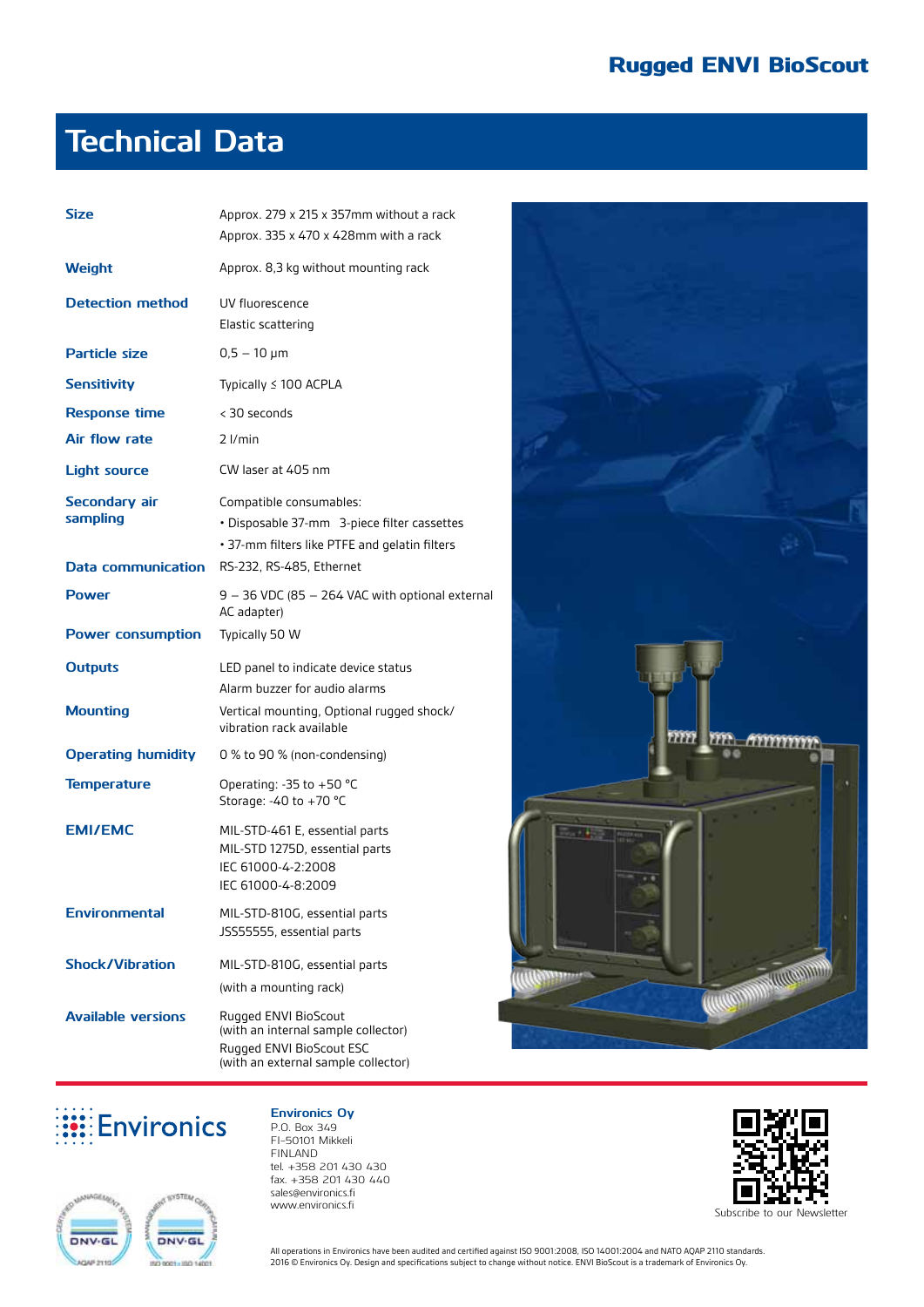# Rugged ENVI BioScout

## Technical Data

| | |
|---|---|
| **Size** | Approx. 279 x 215 x 357mm without a rack<br>Approx. 335 x 470 x 428mm with a rack |
| **Weight** | Approx. 8,3 kg without mounting rack |
| **Detection method** | UV fluorescence<br>Elastic scattering |
| **Particle size** | 0,5 – 10 µm |
| **Sensitivity** | Typically ≤ 100 ACPLA |
| **Response time** | < 30 seconds |
| **Air flow rate** | 2 l/min |
| **Light source** | CW laser at 405 nm |
| **Secondary air sampling** | Compatible consumables:<br>• Disposable 37-mm 3-piece filter cassettes<br>• 37-mm filters like PTFE and gelatin filters |
| **Data communication** | RS-232, RS-485, Ethernet |
| **Power** | 9 – 36 VDC (85 – 264 VAC with optional external AC adapter) |
| **Power consumption** | Typically 50 W |
| **Outputs** | LED panel to indicate device status<br>Alarm buzzer for audio alarms |
| **Mounting** | Vertical mounting, Optional rugged shock/vibration rack available |
| **Operating humidity** | 0 % to 90 % (non-condensing) |
| **Temperature** | Operating: -35 to +50 °C<br>Storage: -40 to +70 °C |
| **EMI/EMC** | MIL-STD-461 E, essential parts<br>MIL-STD 1275D, essential parts<br>IEC 61000-4-2:2008<br>IEC 61000-4-8:2009 |
| **Environmental** | MIL-STD-810G, essential parts<br>JSS55555, essential parts |
| **Shock/Vibration** | MIL-STD-810G, essential parts<br>(with a mounting rack) |
| **Available versions** | Rugged ENVI BioScout<br>(with an internal sample collector)<br>Rugged ENVI BioScout ESC<br>(with an external sample collector) |

Environics

**Environics Oy**
P.O. Box 349
FI-50101 Mikkeli
FINLAND
tel. +358 201 430 430
fax. +358 201 430 440
sales@environics.fi
www.environics.fi

Subscribe to our Newsletter

All operations in Environics have been audited and certified against ISO 9001:2008, ISO 14001:2004 and NATO AQAP 2110 standards.
2016 © Environics Oy. Design and specifications subject to change without notice. ENVI BioScout is a trademark of Environics Oy.